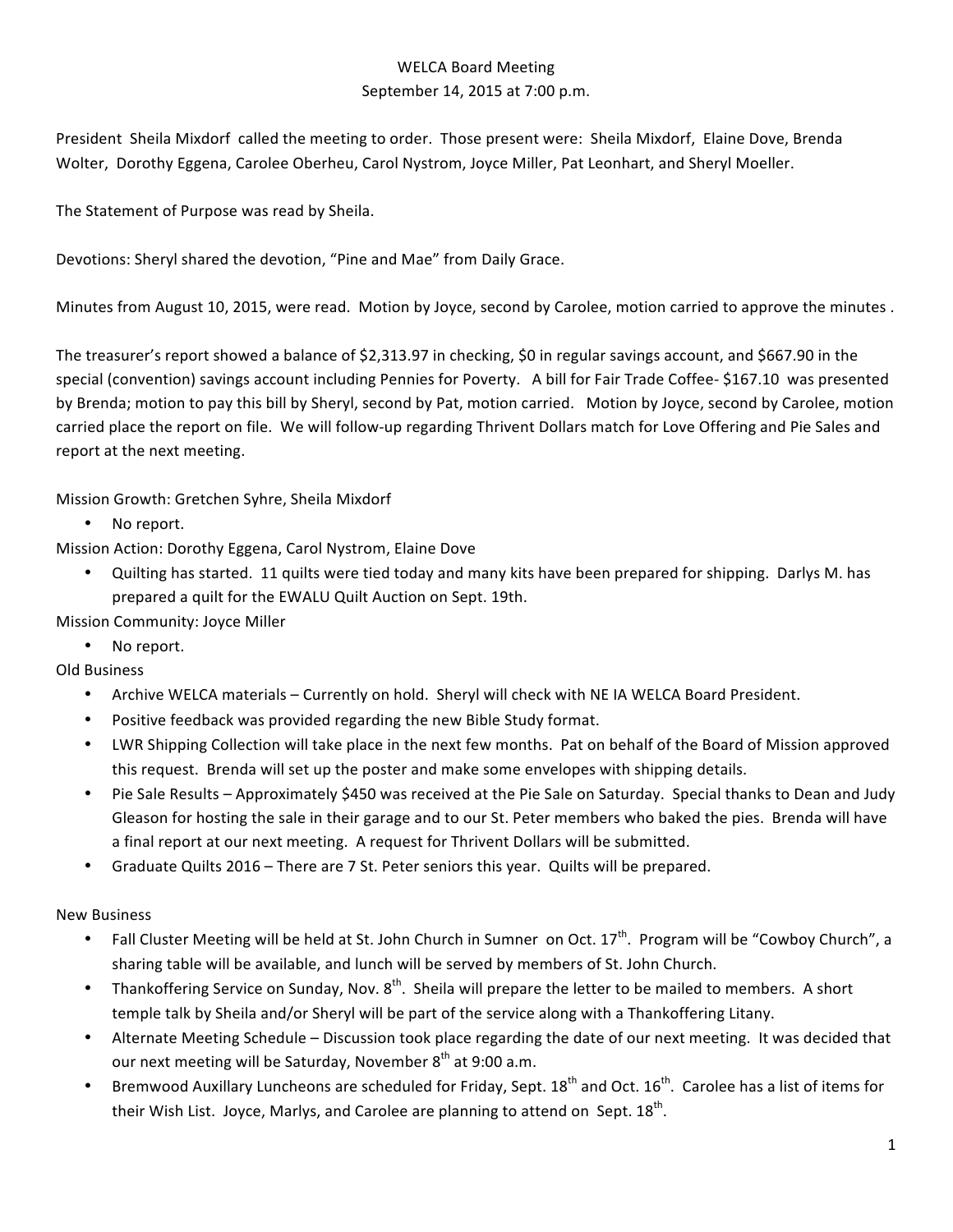# WELCA Board Meeting

September 14, 2015 at 7:00 p.m.

President Sheila Mixdorf called the meeting to order. Those present were: Sheila Mixdorf, Elaine Dove, Brenda Wolter, Dorothy Eggena, Carolee Oberheu, Carol Nystrom, Joyce Miller, Pat Leonhart, and Sheryl Moeller.

The Statement of Purpose was read by Sheila.

Devotions: Sheryl shared the devotion, "Pine and Mae" from Daily Grace.

Minutes from August 10, 2015, were read. Motion by Joyce, second by Carolee, motion carried to approve the minutes .

The treasurer's report showed a balance of $2,313.97 in checking, $0 in regular savings account, and $667.90 in the special (convention) savings account including Pennies for Poverty. A bill for Fair Trade Coffee- $167.10 was presented by Brenda; motion to pay this bill by Sheryl, second by Pat, motion carried. Motion by Joyce, second by Carolee, motion carried place the report on file. We will follow-up regarding Thrivent Dollars match for Love Offering and Pie Sales and report at the next meeting.

Mission Growth: Gretchen Syhre, Sheila Mixdorf

- No report.

Mission Action: Dorothy Eggena, Carol Nystrom, Elaine Dove

- Quilting has started. 11 quilts were tied today and many kits have been prepared for shipping. Darlys M. has prepared a quilt for the EWALU Quilt Auction on Sept. 19th.

Mission Community: Joyce Miller

- No report.

Old Business

- Archive WELCA materials – Currently on hold. Sheryl will check with NE IA WELCA Board President.
- Positive feedback was provided regarding the new Bible Study format.
- LWR Shipping Collection will take place in the next few months. Pat on behalf of the Board of Mission approved this request. Brenda will set up the poster and make some envelopes with shipping details.
- Pie Sale Results – Approximately $450 was received at the Pie Sale on Saturday. Special thanks to Dean and Judy Gleason for hosting the sale in their garage and to our St. Peter members who baked the pies. Brenda will have a final report at our next meeting. A request for Thrivent Dollars will be submitted.
- Graduate Quilts 2016 – There are 7 St. Peter seniors this year. Quilts will be prepared.

New Business

- Fall Cluster Meeting will be held at St. John Church in Sumner on Oct. 17th. Program will be "Cowboy Church", a sharing table will be available, and lunch will be served by members of St. John Church.
- Thankoffering Service on Sunday, Nov. 8th. Sheila will prepare the letter to be mailed to members. A short temple talk by Sheila and/or Sheryl will be part of the service along with a Thankoffering Litany.
- Alternate Meeting Schedule – Discussion took place regarding the date of our next meeting. It was decided that our next meeting will be Saturday, November 8th at 9:00 a.m.
- Bremwood Auxillary Luncheons are scheduled for Friday, Sept. 18th and Oct. 16th. Carolee has a list of items for their Wish List. Joyce, Marlys, and Carolee are planning to attend on Sept. 18th.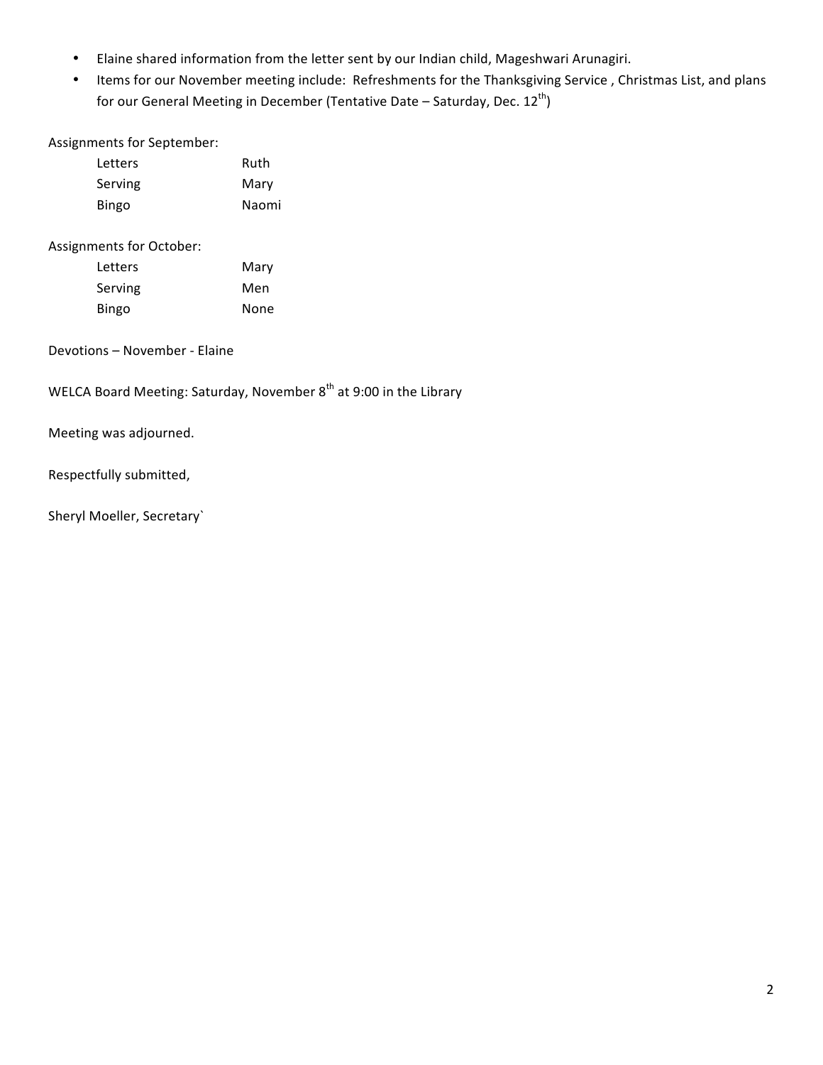- Elaine shared information from the letter sent by our Indian child, Mageshwari Arunagiri.
- Items for our November meeting include: Refreshments for the Thanksgiving Service , Christmas List, and plans for our General Meeting in December (Tentative Date – Saturday, Dec. 12th)

Assignments for September:

| | |
|---|---|
| Letters | Ruth |
| Serving | Mary |
| Bingo | Naomi |

Assignments for October:

| | |
|---|---|
| Letters | Mary |
| Serving | Men |
| Bingo | None |

Devotions – November - Elaine

WELCA Board Meeting: Saturday, November 8th at 9:00 in the Library

Meeting was adjourned.

Respectfully submitted,

Sheryl Moeller, Secretary`